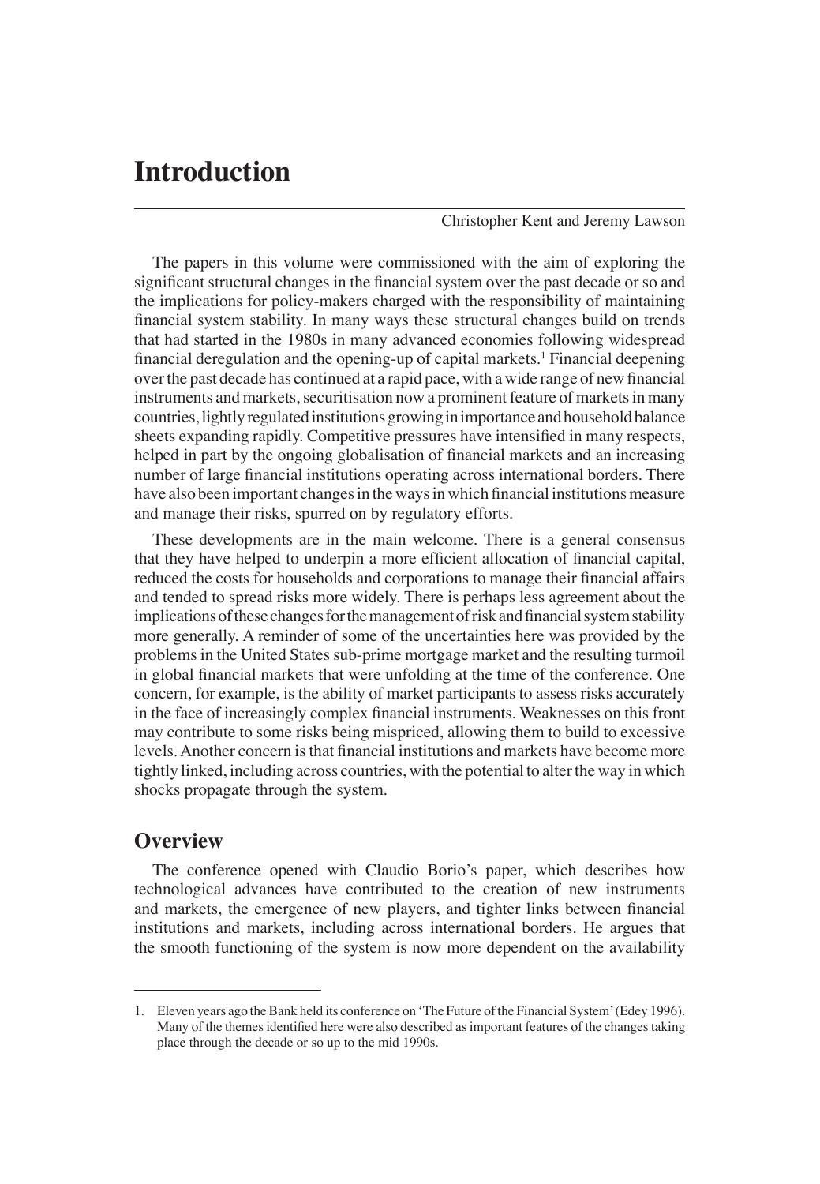# Introduction

Christopher Kent and Jeremy Lawson

The papers in this volume were commissioned with the aim of exploring the significant structural changes in the financial system over the past decade or so and the implications for policy-makers charged with the responsibility of maintaining financial system stability. In many ways these structural changes build on trends that had started in the 1980s in many advanced economies following widespread financial deregulation and the opening-up of capital markets.[1] Financial deepening over the past decade has continued at a rapid pace, with a wide range of new financial instruments and markets, securitisation now a prominent feature of markets in many countries, lightly regulated institutions growing in importance and household balance sheets expanding rapidly. Competitive pressures have intensified in many respects, helped in part by the ongoing globalisation of financial markets and an increasing number of large financial institutions operating across international borders. There have also been important changes in the ways in which financial institutions measure and manage their risks, spurred on by regulatory efforts.

These developments are in the main welcome. There is a general consensus that they have helped to underpin a more efficient allocation of financial capital, reduced the costs for households and corporations to manage their financial affairs and tended to spread risks more widely. There is perhaps less agreement about the implications of these changes for the management of risk and financial system stability more generally. A reminder of some of the uncertainties here was provided by the problems in the United States sub-prime mortgage market and the resulting turmoil in global financial markets that were unfolding at the time of the conference. One concern, for example, is the ability of market participants to assess risks accurately in the face of increasingly complex financial instruments. Weaknesses on this front may contribute to some risks being mispriced, allowing them to build to excessive levels. Another concern is that financial institutions and markets have become more tightly linked, including across countries, with the potential to alter the way in which shocks propagate through the system.

## Overview

The conference opened with Claudio Borio's paper, which describes how technological advances have contributed to the creation of new instruments and markets, the emergence of new players, and tighter links between financial institutions and markets, including across international borders. He argues that the smooth functioning of the system is now more dependent on the availability

---

1. Eleven years ago the Bank held its conference on 'The Future of the Financial System' (Edey 1996). Many of the themes identified here were also described as important features of the changes taking place through the decade or so up to the mid 1990s.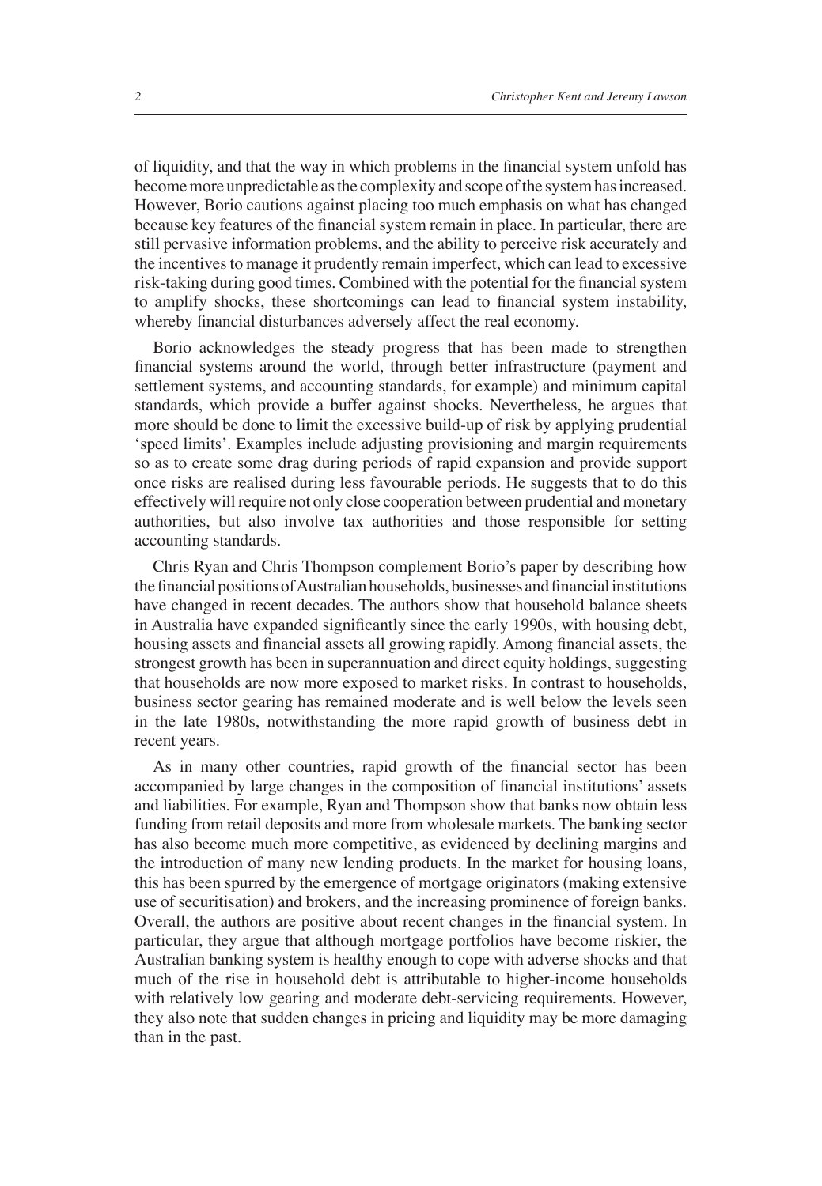of liquidity, and that the way in which problems in the financial system unfold has become more unpredictable as the complexity and scope of the system has increased. However, Borio cautions against placing too much emphasis on what has changed because key features of the financial system remain in place. In particular, there are still pervasive information problems, and the ability to perceive risk accurately and the incentives to manage it prudently remain imperfect, which can lead to excessive risk-taking during good times. Combined with the potential for the financial system to amplify shocks, these shortcomings can lead to financial system instability, whereby financial disturbances adversely affect the real economy.

Borio acknowledges the steady progress that has been made to strengthen financial systems around the world, through better infrastructure (payment and settlement systems, and accounting standards, for example) and minimum capital standards, which provide a buffer against shocks. Nevertheless, he argues that more should be done to limit the excessive build-up of risk by applying prudential 'speed limits'. Examples include adjusting provisioning and margin requirements so as to create some drag during periods of rapid expansion and provide support once risks are realised during less favourable periods. He suggests that to do this effectively will require not only close cooperation between prudential and monetary authorities, but also involve tax authorities and those responsible for setting accounting standards.

Chris Ryan and Chris Thompson complement Borio's paper by describing how the financial positions of Australian households, businesses and financial institutions have changed in recent decades. The authors show that household balance sheets in Australia have expanded significantly since the early 1990s, with housing debt, housing assets and financial assets all growing rapidly. Among financial assets, the strongest growth has been in superannuation and direct equity holdings, suggesting that households are now more exposed to market risks. In contrast to households, business sector gearing has remained moderate and is well below the levels seen in the late 1980s, notwithstanding the more rapid growth of business debt in recent years.

As in many other countries, rapid growth of the financial sector has been accompanied by large changes in the composition of financial institutions' assets and liabilities. For example, Ryan and Thompson show that banks now obtain less funding from retail deposits and more from wholesale markets. The banking sector has also become much more competitive, as evidenced by declining margins and the introduction of many new lending products. In the market for housing loans, this has been spurred by the emergence of mortgage originators (making extensive use of securitisation) and brokers, and the increasing prominence of foreign banks. Overall, the authors are positive about recent changes in the financial system. In particular, they argue that although mortgage portfolios have become riskier, the Australian banking system is healthy enough to cope with adverse shocks and that much of the rise in household debt is attributable to higher-income households with relatively low gearing and moderate debt-servicing requirements. However, they also note that sudden changes in pricing and liquidity may be more damaging than in the past.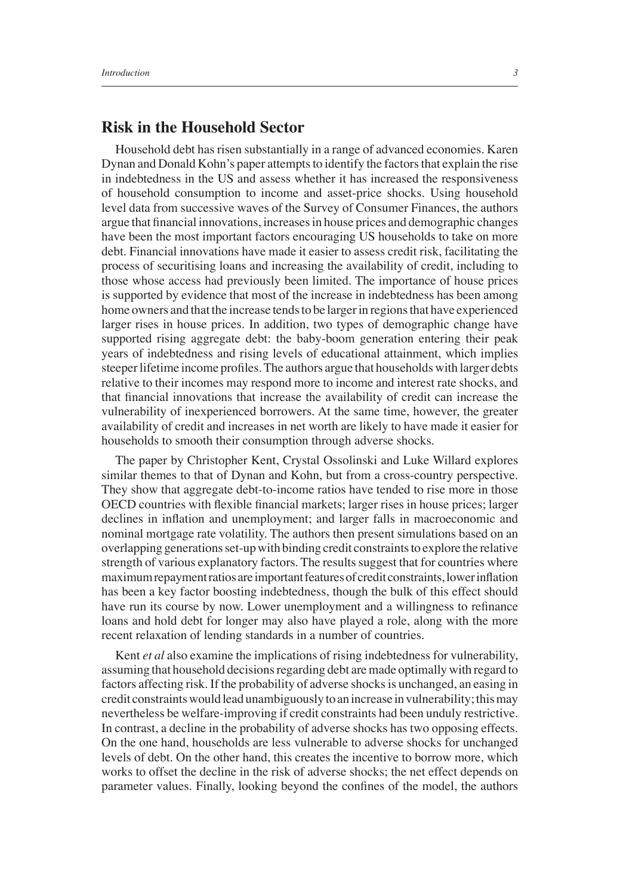## Risk in the Household Sector

Household debt has risen substantially in a range of advanced economies. Karen Dynan and Donald Kohn's paper attempts to identify the factors that explain the rise in indebtedness in the US and assess whether it has increased the responsiveness of household consumption to income and asset-price shocks. Using household level data from successive waves of the Survey of Consumer Finances, the authors argue that financial innovations, increases in house prices and demographic changes have been the most important factors encouraging US households to take on more debt. Financial innovations have made it easier to assess credit risk, facilitating the process of securitising loans and increasing the availability of credit, including to those whose access had previously been limited. The importance of house prices is supported by evidence that most of the increase in indebtedness has been among home owners and that the increase tends to be larger in regions that have experienced larger rises in house prices. In addition, two types of demographic change have supported rising aggregate debt: the baby-boom generation entering their peak years of indebtedness and rising levels of educational attainment, which implies steeper lifetime income profiles. The authors argue that households with larger debts relative to their incomes may respond more to income and interest rate shocks, and that financial innovations that increase the availability of credit can increase the vulnerability of inexperienced borrowers. At the same time, however, the greater availability of credit and increases in net worth are likely to have made it easier for households to smooth their consumption through adverse shocks.

The paper by Christopher Kent, Crystal Ossolinski and Luke Willard explores similar themes to that of Dynan and Kohn, but from a cross-country perspective. They show that aggregate debt-to-income ratios have tended to rise more in those OECD countries with flexible financial markets; larger rises in house prices; larger declines in inflation and unemployment; and larger falls in macroeconomic and nominal mortgage rate volatility. The authors then present simulations based on an overlapping generations set-up with binding credit constraints to explore the relative strength of various explanatory factors. The results suggest that for countries where maximum repayment ratios are important features of credit constraints, lower inflation has been a key factor boosting indebtedness, though the bulk of this effect should have run its course by now. Lower unemployment and a willingness to refinance loans and hold debt for longer may also have played a role, along with the more recent relaxation of lending standards in a number of countries.

Kent *et al* also examine the implications of rising indebtedness for vulnerability, assuming that household decisions regarding debt are made optimally with regard to factors affecting risk. If the probability of adverse shocks is unchanged, an easing in credit constraints would lead unambiguously to an increase in vulnerability; this may nevertheless be welfare-improving if credit constraints had been unduly restrictive. In contrast, a decline in the probability of adverse shocks has two opposing effects. On the one hand, households are less vulnerable to adverse shocks for unchanged levels of debt. On the other hand, this creates the incentive to borrow more, which works to offset the decline in the risk of adverse shocks; the net effect depends on parameter values. Finally, looking beyond the confines of the model, the authors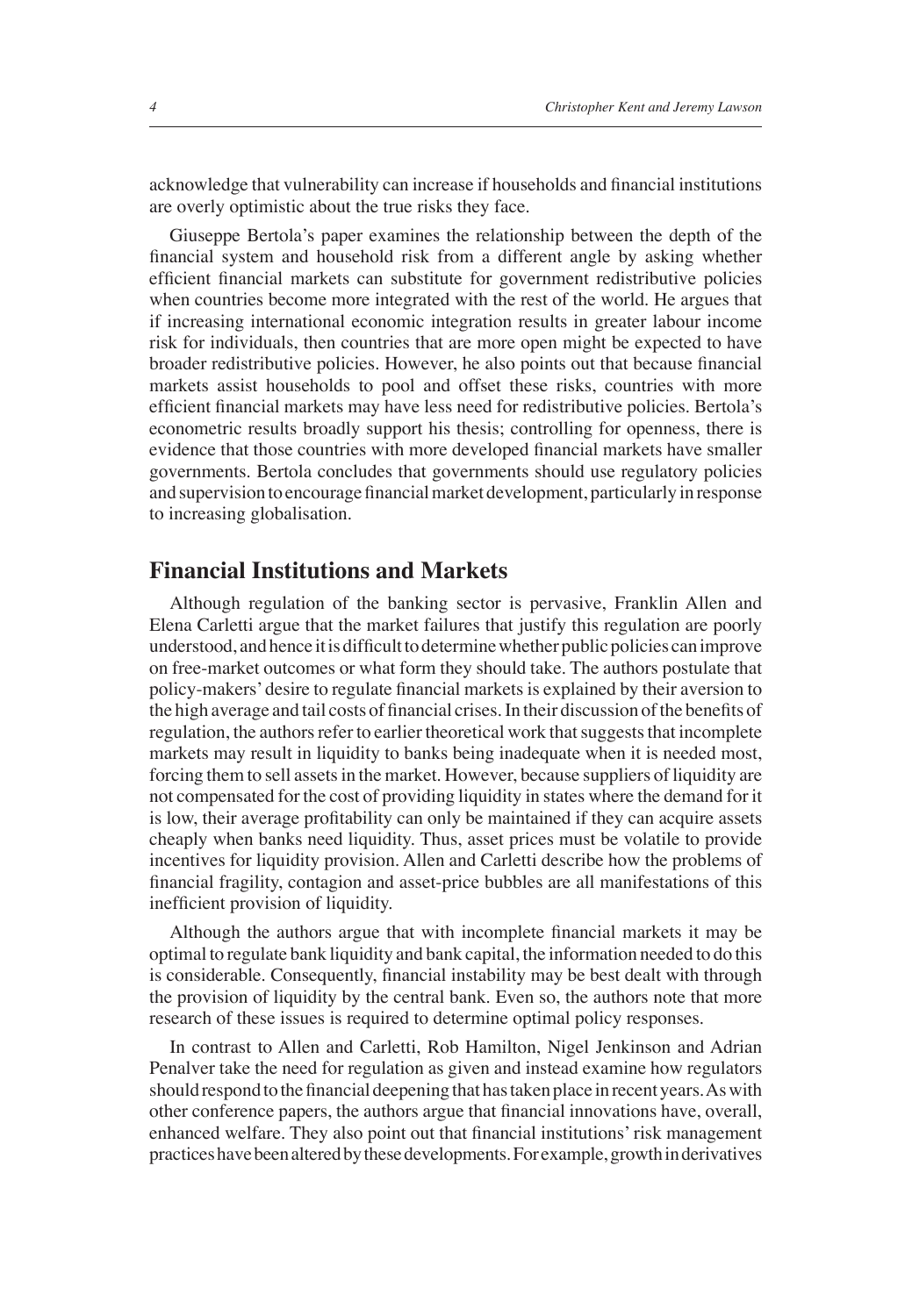acknowledge that vulnerability can increase if households and financial institutions are overly optimistic about the true risks they face.

Giuseppe Bertola's paper examines the relationship between the depth of the financial system and household risk from a different angle by asking whether efficient financial markets can substitute for government redistributive policies when countries become more integrated with the rest of the world. He argues that if increasing international economic integration results in greater labour income risk for individuals, then countries that are more open might be expected to have broader redistributive policies. However, he also points out that because financial markets assist households to pool and offset these risks, countries with more efficient financial markets may have less need for redistributive policies. Bertola's econometric results broadly support his thesis; controlling for openness, there is evidence that those countries with more developed financial markets have smaller governments. Bertola concludes that governments should use regulatory policies and supervision to encourage financial market development, particularly in response to increasing globalisation.

## Financial Institutions and Markets

Although regulation of the banking sector is pervasive, Franklin Allen and Elena Carletti argue that the market failures that justify this regulation are poorly understood, and hence it is difficult to determine whether public policies can improve on free-market outcomes or what form they should take. The authors postulate that policy-makers' desire to regulate financial markets is explained by their aversion to the high average and tail costs of financial crises. In their discussion of the benefits of regulation, the authors refer to earlier theoretical work that suggests that incomplete markets may result in liquidity to banks being inadequate when it is needed most, forcing them to sell assets in the market. However, because suppliers of liquidity are not compensated for the cost of providing liquidity in states where the demand for it is low, their average profitability can only be maintained if they can acquire assets cheaply when banks need liquidity. Thus, asset prices must be volatile to provide incentives for liquidity provision. Allen and Carletti describe how the problems of financial fragility, contagion and asset-price bubbles are all manifestations of this inefficient provision of liquidity.

Although the authors argue that with incomplete financial markets it may be optimal to regulate bank liquidity and bank capital, the information needed to do this is considerable. Consequently, financial instability may be best dealt with through the provision of liquidity by the central bank. Even so, the authors note that more research of these issues is required to determine optimal policy responses.

In contrast to Allen and Carletti, Rob Hamilton, Nigel Jenkinson and Adrian Penalver take the need for regulation as given and instead examine how regulators should respond to the financial deepening that has taken place in recent years. As with other conference papers, the authors argue that financial innovations have, overall, enhanced welfare. They also point out that financial institutions' risk management practices have been altered by these developments. For example, growth in derivatives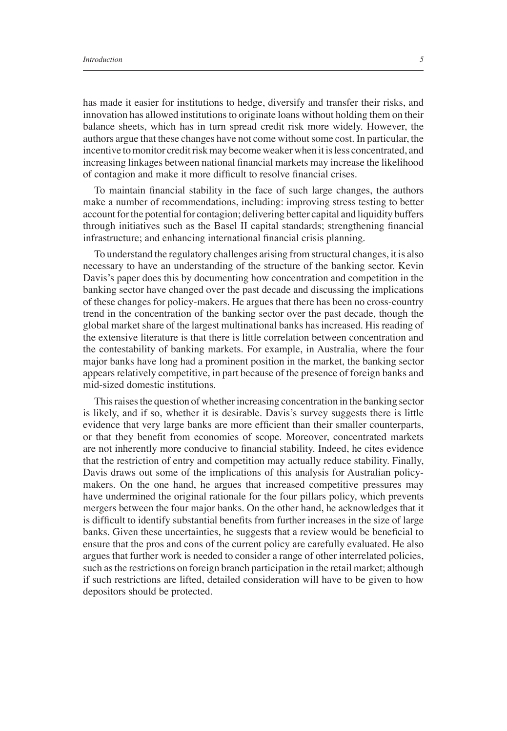has made it easier for institutions to hedge, diversify and transfer their risks, and innovation has allowed institutions to originate loans without holding them on their balance sheets, which has in turn spread credit risk more widely. However, the authors argue that these changes have not come without some cost. In particular, the incentive to monitor credit risk may become weaker when it is less concentrated, and increasing linkages between national financial markets may increase the likelihood of contagion and make it more difficult to resolve financial crises.

To maintain financial stability in the face of such large changes, the authors make a number of recommendations, including: improving stress testing to better account for the potential for contagion; delivering better capital and liquidity buffers through initiatives such as the Basel II capital standards; strengthening financial infrastructure; and enhancing international financial crisis planning.

To understand the regulatory challenges arising from structural changes, it is also necessary to have an understanding of the structure of the banking sector. Kevin Davis's paper does this by documenting how concentration and competition in the banking sector have changed over the past decade and discussing the implications of these changes for policy-makers. He argues that there has been no cross-country trend in the concentration of the banking sector over the past decade, though the global market share of the largest multinational banks has increased. His reading of the extensive literature is that there is little correlation between concentration and the contestability of banking markets. For example, in Australia, where the four major banks have long had a prominent position in the market, the banking sector appears relatively competitive, in part because of the presence of foreign banks and mid-sized domestic institutions.

This raises the question of whether increasing concentration in the banking sector is likely, and if so, whether it is desirable. Davis's survey suggests there is little evidence that very large banks are more efficient than their smaller counterparts, or that they benefit from economies of scope. Moreover, concentrated markets are not inherently more conducive to financial stability. Indeed, he cites evidence that the restriction of entry and competition may actually reduce stability. Finally, Davis draws out some of the implications of this analysis for Australian policy-makers. On the one hand, he argues that increased competitive pressures may have undermined the original rationale for the four pillars policy, which prevents mergers between the four major banks. On the other hand, he acknowledges that it is difficult to identify substantial benefits from further increases in the size of large banks. Given these uncertainties, he suggests that a review would be beneficial to ensure that the pros and cons of the current policy are carefully evaluated. He also argues that further work is needed to consider a range of other interrelated policies, such as the restrictions on foreign branch participation in the retail market; although if such restrictions are lifted, detailed consideration will have to be given to how depositors should be protected.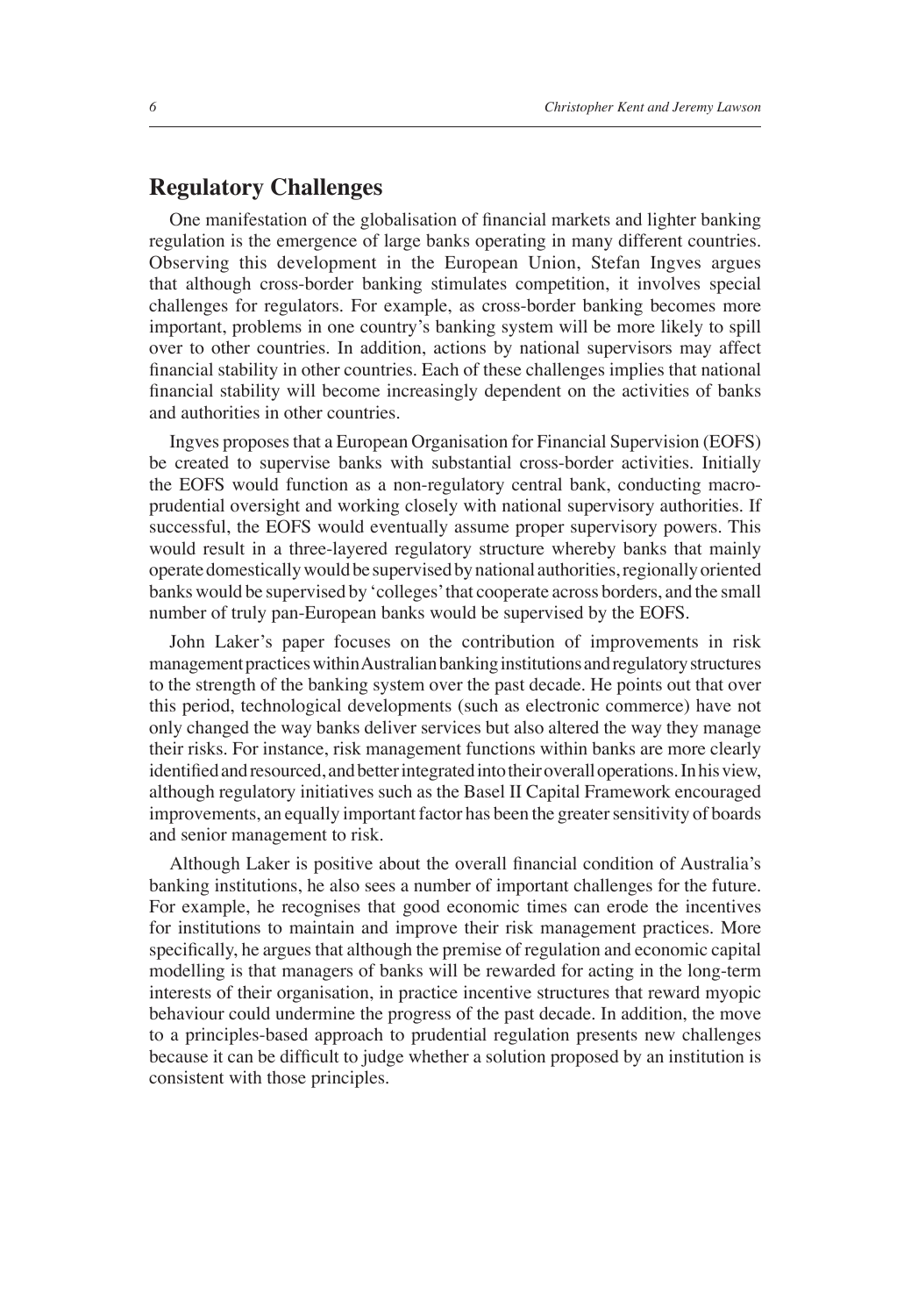## Regulatory Challenges

One manifestation of the globalisation of financial markets and lighter banking regulation is the emergence of large banks operating in many different countries. Observing this development in the European Union, Stefan Ingves argues that although cross-border banking stimulates competition, it involves special challenges for regulators. For example, as cross-border banking becomes more important, problems in one country's banking system will be more likely to spill over to other countries. In addition, actions by national supervisors may affect financial stability in other countries. Each of these challenges implies that national financial stability will become increasingly dependent on the activities of banks and authorities in other countries.

Ingves proposes that a European Organisation for Financial Supervision (EOFS) be created to supervise banks with substantial cross-border activities. Initially the EOFS would function as a non-regulatory central bank, conducting macro-prudential oversight and working closely with national supervisory authorities. If successful, the EOFS would eventually assume proper supervisory powers. This would result in a three-layered regulatory structure whereby banks that mainly operate domestically would be supervised by national authorities, regionally oriented banks would be supervised by 'colleges' that cooperate across borders, and the small number of truly pan-European banks would be supervised by the EOFS.

John Laker's paper focuses on the contribution of improvements in risk management practices within Australian banking institutions and regulatory structures to the strength of the banking system over the past decade. He points out that over this period, technological developments (such as electronic commerce) have not only changed the way banks deliver services but also altered the way they manage their risks. For instance, risk management functions within banks are more clearly identified and resourced, and better integrated into their overall operations. In his view, although regulatory initiatives such as the Basel II Capital Framework encouraged improvements, an equally important factor has been the greater sensitivity of boards and senior management to risk.

Although Laker is positive about the overall financial condition of Australia's banking institutions, he also sees a number of important challenges for the future. For example, he recognises that good economic times can erode the incentives for institutions to maintain and improve their risk management practices. More specifically, he argues that although the premise of regulation and economic capital modelling is that managers of banks will be rewarded for acting in the long-term interests of their organisation, in practice incentive structures that reward myopic behaviour could undermine the progress of the past decade. In addition, the move to a principles-based approach to prudential regulation presents new challenges because it can be difficult to judge whether a solution proposed by an institution is consistent with those principles.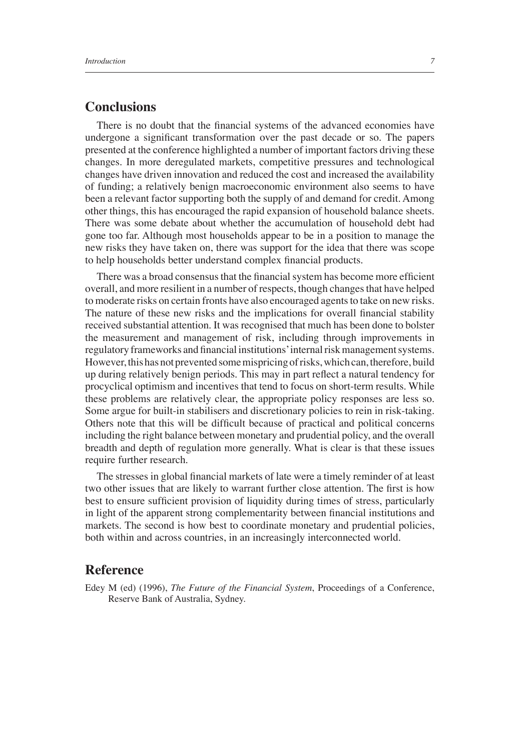## Conclusions

There is no doubt that the financial systems of the advanced economies have undergone a significant transformation over the past decade or so. The papers presented at the conference highlighted a number of important factors driving these changes. In more deregulated markets, competitive pressures and technological changes have driven innovation and reduced the cost and increased the availability of funding; a relatively benign macroeconomic environment also seems to have been a relevant factor supporting both the supply of and demand for credit. Among other things, this has encouraged the rapid expansion of household balance sheets. There was some debate about whether the accumulation of household debt had gone too far. Although most households appear to be in a position to manage the new risks they have taken on, there was support for the idea that there was scope to help households better understand complex financial products.

There was a broad consensus that the financial system has become more efficient overall, and more resilient in a number of respects, though changes that have helped to moderate risks on certain fronts have also encouraged agents to take on new risks. The nature of these new risks and the implications for overall financial stability received substantial attention. It was recognised that much has been done to bolster the measurement and management of risk, including through improvements in regulatory frameworks and financial institutions' internal risk management systems. However, this has not prevented some mispricing of risks, which can, therefore, build up during relatively benign periods. This may in part reflect a natural tendency for procyclical optimism and incentives that tend to focus on short-term results. While these problems are relatively clear, the appropriate policy responses are less so. Some argue for built-in stabilisers and discretionary policies to rein in risk-taking. Others note that this will be difficult because of practical and political concerns including the right balance between monetary and prudential policy, and the overall breadth and depth of regulation more generally. What is clear is that these issues require further research.

The stresses in global financial markets of late were a timely reminder of at least two other issues that are likely to warrant further close attention. The first is how best to ensure sufficient provision of liquidity during times of stress, particularly in light of the apparent strong complementarity between financial institutions and markets. The second is how best to coordinate monetary and prudential policies, both within and across countries, in an increasingly interconnected world.

## Reference

Edey M (ed) (1996), *The Future of the Financial System*, Proceedings of a Conference, Reserve Bank of Australia, Sydney.